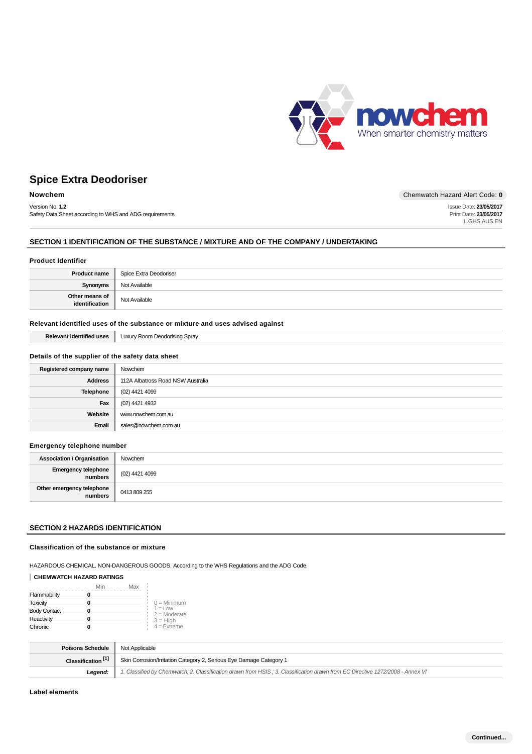# Spice Extra Deodoriser

**Nowchem**

Chemwatch Hazard Alert Code: **0**

Version No: **1.2**
Safety Data Sheet according to WHS and ADG requirements

Issue Date: **23/05/2017**
Print Date: **23/05/2017**
L.GHS.AUS.EN

## SECTION 1 IDENTIFICATION OF THE SUBSTANCE / MIXTURE AND OF THE COMPANY / UNDERTAKING

### Product Identifier

| | |
|---|---|
| **Product name** | Spice Extra Deodoriser |
| **Synonyms** | Not Available |
| **Other means of identification** | Not Available |

### Relevant identified uses of the substance or mixture and uses advised against

| | |
|---|---|
| **Relevant identified uses** | Luxury Room Deodorising Spray |

### Details of the supplier of the safety data sheet

| | |
|---|---|
| **Registered company name** | Nowchem |
| **Address** | 112A Albatross Road NSW Australia |
| **Telephone** | (02) 4421 4099 |
| **Fax** | (02) 4421 4932 |
| **Website** | www.nowchem.com.au |
| **Email** | sales@nowchem.com.au |

### Emergency telephone number

| | |
|---|---|
| **Association / Organisation** | Nowchem |
| **Emergency telephone numbers** | (02) 4421 4099 |
| **Other emergency telephone numbers** | 0413 809 255 |

## SECTION 2 HAZARDS IDENTIFICATION

### Classification of the substance or mixture

HAZARDOUS CHEMICAL. NON-DANGEROUS GOODS. According to the WHS Regulations and the ADG Code.

**CHEMWATCH HAZARD RATINGS**

| | Min | Max |
|---|---|---|
| Flammability | 0 | |
| Toxicity | 0 | |
| Body Contact | 0 | |
| Reactivity | 0 | |
| Chronic | 0 | |

0 = Minimum
1 = Low
2 = Moderate
3 = High
4 = Extreme

| | |
|---|---|
| **Poisons Schedule** | Not Applicable |
| **Classification [1]** | Skin Corrosion/Irritation Category 2, Serious Eye Damage Category 1 |
| ***Legend:*** | *1. Classified by Chemwatch; 2. Classification drawn from HSIS ; 3. Classification drawn from EC Directive 1272/2008 - Annex VI* |

### Label elements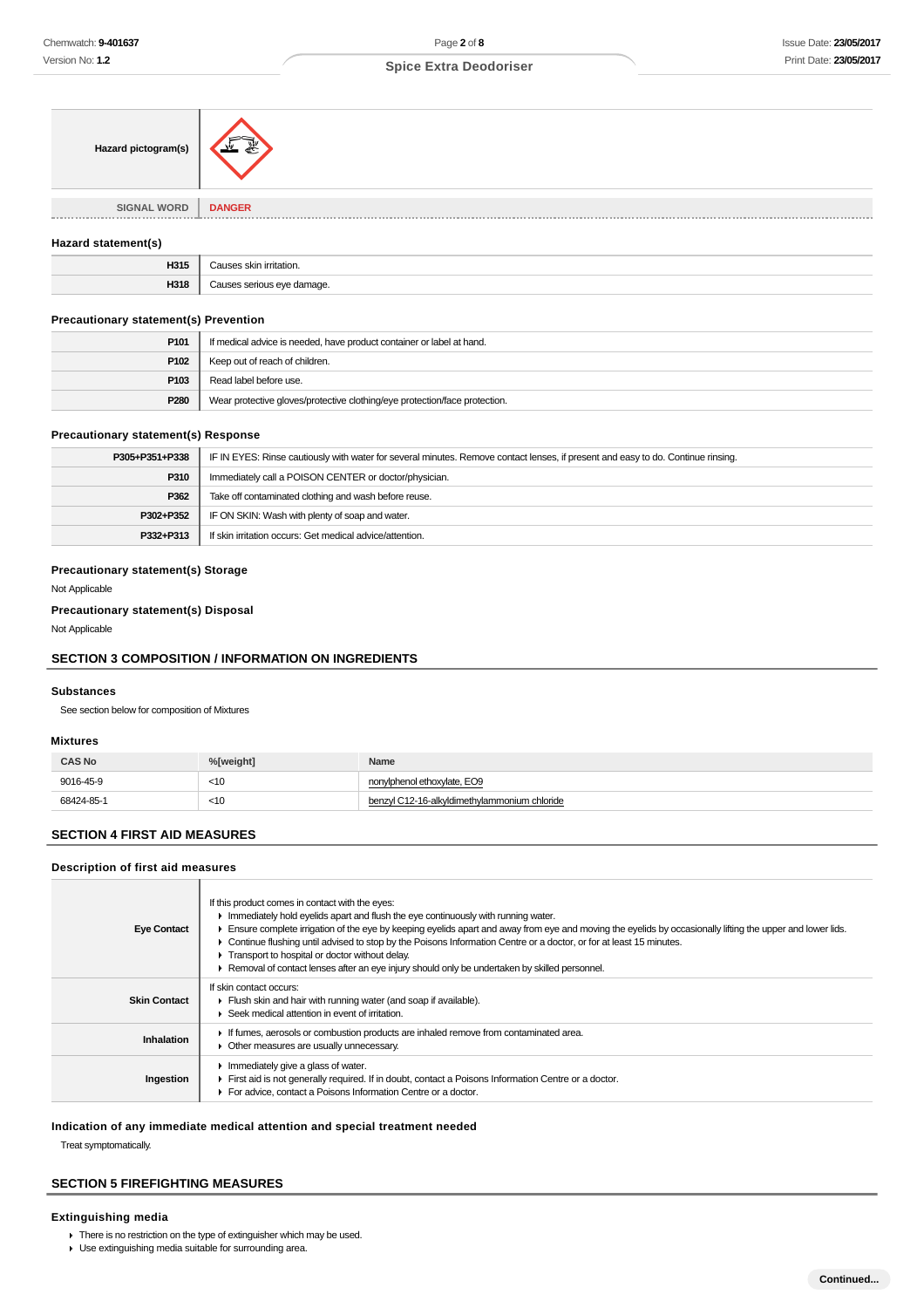| Hazard pictogram(s) | |
|---|---|
| SIGNAL WORD | DANGER |

### Hazard statement(s)

| | |
|---|---|
| H315 | Causes skin irritation. |
| H318 | Causes serious eye damage. |

### Precautionary statement(s) Prevention

| | |
|---|---|
| P101 | If medical advice is needed, have product container or label at hand. |
| P102 | Keep out of reach of children. |
| P103 | Read label before use. |
| P280 | Wear protective gloves/protective clothing/eye protection/face protection. |

### Precautionary statement(s) Response

| | |
|---|---|
| P305+P351+P338 | IF IN EYES: Rinse cautiously with water for several minutes. Remove contact lenses, if present and easy to do. Continue rinsing. |
| P310 | Immediately call a POISON CENTER or doctor/physician. |
| P362 | Take off contaminated clothing and wash before reuse. |
| P302+P352 | IF ON SKIN: Wash with plenty of soap and water. |
| P332+P313 | If skin irritation occurs: Get medical advice/attention. |

### Precautionary statement(s) Storage

Not Applicable

### Precautionary statement(s) Disposal

Not Applicable

## SECTION 3 COMPOSITION / INFORMATION ON INGREDIENTS

### Substances

See section below for composition of Mixtures

### Mixtures

| CAS No | %[weight] | Name |
|---|---|---|
| 9016-45-9 | <10 | nonylphenol ethoxylate, EO9 |
| 68424-85-1 | <10 | benzyl C12-16-alkyldimethylammonium chloride |

## SECTION 4 FIRST AID MEASURES

### Description of first aid measures

| | |
|---|---|
| Eye Contact | If this product comes in contact with the eyes:<br>▸ Immediately hold eyelids apart and flush the eye continuously with running water.<br>▸ Ensure complete irrigation of the eye by keeping eyelids apart and away from eye and moving the eyelids by occasionally lifting the upper and lower lids.<br>▸ Continue flushing until advised to stop by the Poisons Information Centre or a doctor, or for at least 15 minutes.<br>▸ Transport to hospital or doctor without delay.<br>▸ Removal of contact lenses after an eye injury should only be undertaken by skilled personnel. |
| Skin Contact | If skin contact occurs:<br>▸ Flush skin and hair with running water (and soap if available).<br>▸ Seek medical attention in event of irritation. |
| Inhalation | ▸ If fumes, aerosols or combustion products are inhaled remove from contaminated area.<br>▸ Other measures are usually unnecessary. |
| Ingestion | ▸ Immediately give a glass of water.<br>▸ First aid is not generally required. If in doubt, contact a Poisons Information Centre or a doctor.<br>▸ For advice, contact a Poisons Information Centre or a doctor. |

### Indication of any immediate medical attention and special treatment needed

Treat symptomatically.

## SECTION 5 FIREFIGHTING MEASURES

### Extinguishing media

- There is no restriction on the type of extinguisher which may be used.
- Use extinguishing media suitable for surrounding area.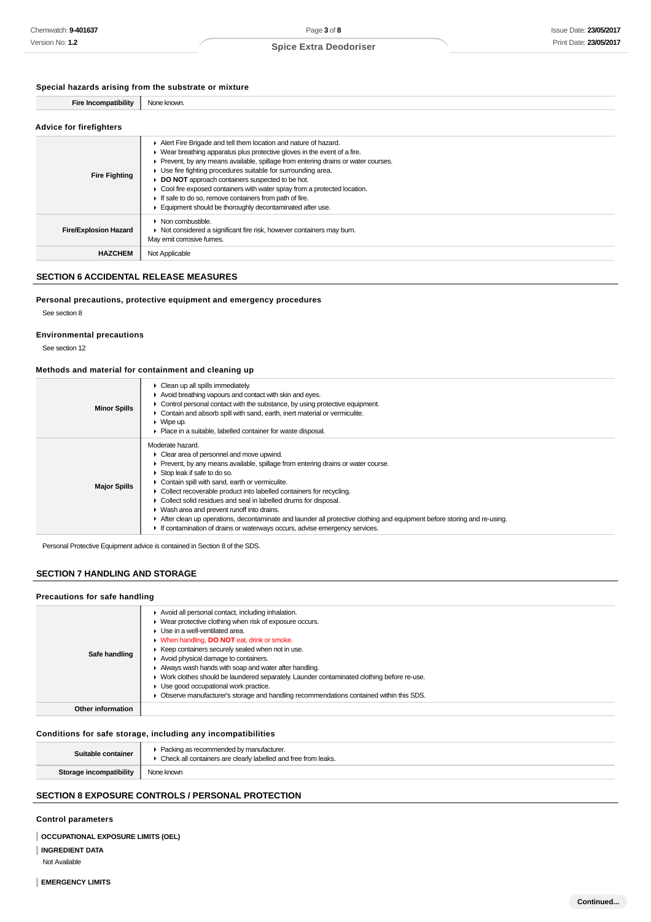### Special hazards arising from the substrate or mixture

| Fire Incompatibility | None known. |
|---|---|

### Advice for firefighters

| | |
|---|---|
| **Fire Fighting** | ▶ Alert Fire Brigade and tell them location and nature of hazard.<br>▶ Wear breathing apparatus plus protective gloves in the event of a fire.<br>▶ Prevent, by any means available, spillage from entering drains or water courses.<br>▶ Use fire fighting procedures suitable for surrounding area.<br>▶ **DO NOT** approach containers suspected to be hot.<br>▶ Cool fire exposed containers with water spray from a protected location.<br>▶ If safe to do so, remove containers from path of fire.<br>▶ Equipment should be thoroughly decontaminated after use. |
| **Fire/Explosion Hazard** | ▶ Non combustible.<br>▶ Not considered a significant fire risk, however containers may burn.<br>May emit corrosive fumes. |
| **HAZCHEM** | Not Applicable |

## SECTION 6 ACCIDENTAL RELEASE MEASURES

### Personal precautions, protective equipment and emergency procedures

See section 8

### Environmental precautions

See section 12

### Methods and material for containment and cleaning up

| | |
|---|---|
| **Minor Spills** | ▶ Clean up all spills immediately.<br>▶ Avoid breathing vapours and contact with skin and eyes.<br>▶ Control personal contact with the substance, by using protective equipment.<br>▶ Contain and absorb spill with sand, earth, inert material or vermiculite.<br>▶ Wipe up.<br>▶ Place in a suitable, labelled container for waste disposal. |
| **Major Spills** | Moderate hazard.<br>▶ Clear area of personnel and move upwind.<br>▶ Prevent, by any means available, spillage from entering drains or water course.<br>▶ Stop leak if safe to do so.<br>▶ Contain spill with sand, earth or vermiculite.<br>▶ Collect recoverable product into labelled containers for recycling.<br>▶ Collect solid residues and seal in labelled drums for disposal.<br>▶ Wash area and prevent runoff into drains.<br>▶ After clean up operations, decontaminate and launder all protective clothing and equipment before storing and re-using.<br>▶ If contamination of drains or waterways occurs, advise emergency services. |

Personal Protective Equipment advice is contained in Section 8 of the SDS.

## SECTION 7 HANDLING AND STORAGE

### Precautions for safe handling

| | |
|---|---|
| **Safe handling** | ▶ Avoid all personal contact, including inhalation.<br>▶ Wear protective clothing when risk of exposure occurs.<br>▶ Use in a well-ventilated area.<br>▶ When handling, **DO NOT** eat, drink or smoke.<br>▶ Keep containers securely sealed when not in use.<br>▶ Avoid physical damage to containers.<br>▶ Always wash hands with soap and water after handling.<br>▶ Work clothes should be laundered separately. Launder contaminated clothing before re-use.<br>▶ Use good occupational work practice.<br>▶ Observe manufacturer's storage and handling recommendations contained within this SDS. |
| **Other information** | |

### Conditions for safe storage, including any incompatibilities

| | |
|---|---|
| **Suitable container** | ▶ Packing as recommended by manufacturer.<br>▶ Check all containers are clearly labelled and free from leaks. |
| **Storage incompatibility** | None known |

## SECTION 8 EXPOSURE CONTROLS / PERSONAL PROTECTION

### Control parameters

**OCCUPATIONAL EXPOSURE LIMITS (OEL)**

**INGREDIENT DATA**

Not Available

**EMERGENCY LIMITS**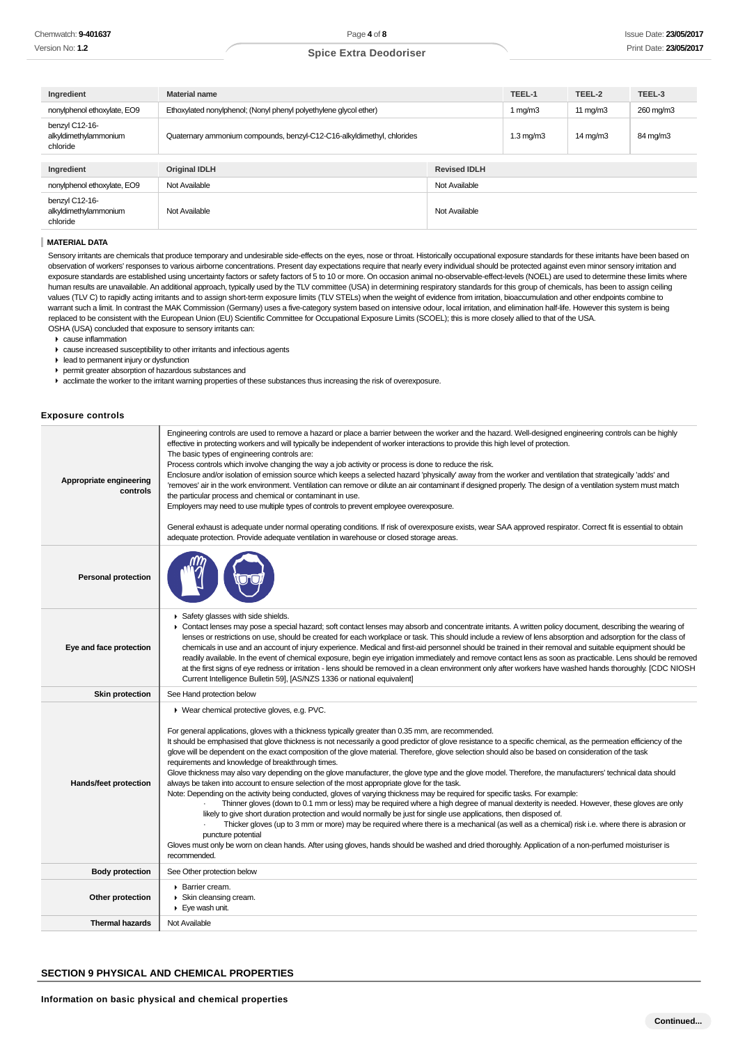| Ingredient | Material name | TEEL-1 | TEEL-2 | TEEL-3 |
|---|---|---|---|---|
| nonylphenol ethoxylate, EO9 | Ethoxylated nonylphenol; (Nonyl phenyl polyethylene glycol ether) | 1 mg/m3 | 11 mg/m3 | 260 mg/m3 |
| benzyl C12-16-alkyldimethylammonium chloride | Quaternary ammonium compounds, benzyl-C12-C16-alkyldimethyl, chlorides | 1.3 mg/m3 | 14 mg/m3 | 84 mg/m3 |

| Ingredient | Original IDLH | Revised IDLH |
|---|---|---|
| nonylphenol ethoxylate, EO9 | Not Available | Not Available |
| benzyl C12-16-alkyldimethylammonium chloride | Not Available | Not Available |

### MATERIAL DATA

Sensory irritants are chemicals that produce temporary and undesirable side-effects on the eyes, nose or throat. Historically occupational exposure standards for these irritants have been based on observation of workers' responses to various airborne concentrations. Present day expectations require that nearly every individual should be protected against even minor sensory irritation and exposure standards are established using uncertainty factors or safety factors of 5 to 10 or more. On occasion animal no-observable-effect-levels (NOEL) are used to determine these limits where human results are unavailable. An additional approach, typically used by the TLV committee (USA) in determining respiratory standards for this group of chemicals, has been to assign ceiling values (TLV C) to rapidly acting irritants and to assign short-term exposure limits (TLV STELs) when the weight of evidence from irritation, bioaccumulation and other endpoints combine to warrant such a limit. In contrast the MAK Commission (Germany) uses a five-category system based on intensive odour, local irritation, and elimination half-life. However this system is being replaced to be consistent with the European Union (EU) Scientific Committee for Occupational Exposure Limits (SCOEL); this is more closely allied to that of the USA.
OSHA (USA) concluded that exposure to sensory irritants can:

- cause inflammation
- cause increased susceptibility to other irritants and infectious agents
- lead to permanent injury or dysfunction
- permit greater absorption of hazardous substances and
- acclimate the worker to the irritant warning properties of these substances thus increasing the risk of overexposure.

### Exposure controls

| | |
|---|---|
| **Appropriate engineering controls** | Engineering controls are used to remove a hazard or place a barrier between the worker and the hazard. Well-designed engineering controls can be highly effective in protecting workers and will typically be independent of worker interactions to provide this high level of protection.<br>The basic types of engineering controls are:<br>Process controls which involve changing the way a job activity or process is done to reduce the risk.<br>Enclosure and/or isolation of emission source which keeps a selected hazard 'physically' away from the worker and ventilation that strategically 'adds' and 'removes' air in the work environment. Ventilation can remove or dilute an air contaminant if designed properly. The design of a ventilation system must match the particular process and chemical or contaminant in use.<br>Employers may need to use multiple types of controls to prevent employee overexposure.<br><br>General exhaust is adequate under normal operating conditions. If risk of overexposure exists, wear SAA approved respirator. Correct fit is essential to obtain adequate protection. Provide adequate ventilation in warehouse or closed storage areas. |
| **Personal protection** | |
| **Eye and face protection** | - Safety glasses with side shields.<br>- Contact lenses may pose a special hazard; soft contact lenses may absorb and concentrate irritants. A written policy document, describing the wearing of lenses or restrictions on use, should be created for each workplace or task. This should include a review of lens absorption and adsorption for the class of chemicals in use and an account of injury experience. Medical and first-aid personnel should be trained in their removal and suitable equipment should be readily available. In the event of chemical exposure, begin eye irrigation immediately and remove contact lens as soon as practicable. Lens should be removed at the first signs of eye redness or irritation - lens should be removed in a clean environment only after workers have washed hands thoroughly. [CDC NIOSH Current Intelligence Bulletin 59], [AS/NZS 1336 or national equivalent] |
| **Skin protection** | See Hand protection below |
| **Hands/feet protection** | - Wear chemical protective gloves, e.g. PVC.<br><br>For general applications, gloves with a thickness typically greater than 0.35 mm, are recommended.<br>It should be emphasised that glove thickness is not necessarily a good predictor of glove resistance to a specific chemical, as the permeation efficiency of the glove will be dependent on the exact composition of the glove material. Therefore, glove selection should also be based on consideration of the task requirements and knowledge of breakthrough times.<br>Glove thickness may also vary depending on the glove manufacturer, the glove type and the glove model. Therefore, the manufacturers' technical data should always be taken into account to ensure selection of the most appropriate glove for the task.<br>Note: Depending on the activity being conducted, gloves of varying thickness may be required for specific tasks. For example:<br>· Thinner gloves (down to 0.1 mm or less) may be required where a high degree of manual dexterity is needed. However, these gloves are only likely to give short duration protection and would normally be just for single use applications, then disposed of.<br>· Thicker gloves (up to 3 mm or more) may be required where there is a mechanical (as well as a chemical) risk i.e. where there is abrasion or puncture potential<br>Gloves must only be worn on clean hands. After using gloves, hands should be washed and dried thoroughly. Application of a non-perfumed moisturiser is recommended. |
| **Body protection** | See Other protection below |
| **Other protection** | - Barrier cream.<br>- Skin cleansing cream.<br>- Eye wash unit. |
| **Thermal hazards** | Not Available |

## SECTION 9 PHYSICAL AND CHEMICAL PROPERTIES

### Information on basic physical and chemical properties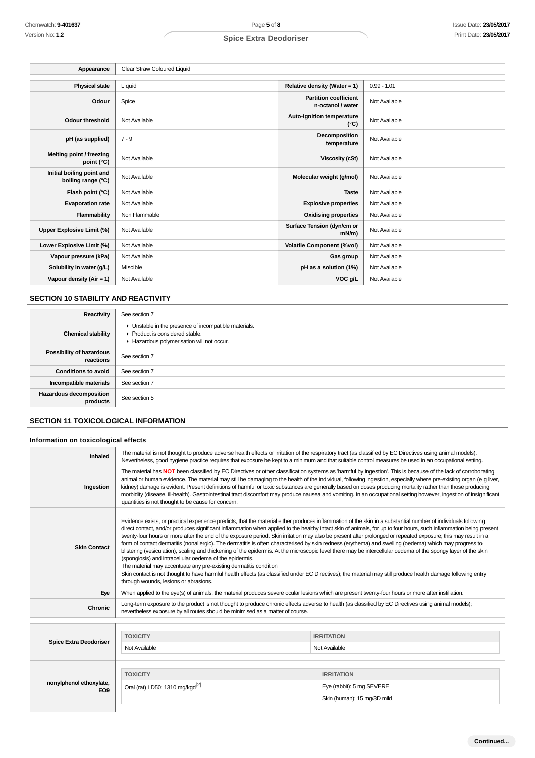| Appearance | Clear Straw Coloured Liquid | | |
|---|---|---|---|
| **Physical state** | Liquid | **Relative density (Water = 1)** | 0.99 - 1.01 |
| **Odour** | Spice | **Partition coefficient n-octanol / water** | Not Available |
| **Odour threshold** | Not Available | **Auto-ignition temperature (°C)** | Not Available |
| **pH (as supplied)** | 7 - 9 | **Decomposition temperature** | Not Available |
| **Melting point / freezing point (°C)** | Not Available | **Viscosity (cSt)** | Not Available |
| **Initial boiling point and boiling range (°C)** | Not Available | **Molecular weight (g/mol)** | Not Available |
| **Flash point (°C)** | Not Available | **Taste** | Not Available |
| **Evaporation rate** | Not Available | **Explosive properties** | Not Available |
| **Flammability** | Non Flammable | **Oxidising properties** | Not Available |
| **Upper Explosive Limit (%)** | Not Available | **Surface Tension (dyn/cm or mN/m)** | Not Available |
| **Lower Explosive Limit (%)** | Not Available | **Volatile Component (%vol)** | Not Available |
| **Vapour pressure (kPa)** | Not Available | **Gas group** | Not Available |
| **Solubility in water (g/L)** | Miscible | **pH as a solution (1%)** | Not Available |
| **Vapour density (Air = 1)** | Not Available | **VOC g/L** | Not Available |

## SECTION 10 STABILITY AND REACTIVITY

| | |
|---|---|
| **Reactivity** | See section 7 |
| **Chemical stability** | ▸ Unstable in the presence of incompatible materials.<br>▸ Product is considered stable.<br>▸ Hazardous polymerisation will not occur. |
| **Possibility of hazardous reactions** | See section 7 |
| **Conditions to avoid** | See section 7 |
| **Incompatible materials** | See section 7 |
| **Hazardous decomposition products** | See section 5 |

## SECTION 11 TOXICOLOGICAL INFORMATION

### Information on toxicological effects

| | |
|---|---|
| **Inhaled** | The material is not thought to produce adverse health effects or irritation of the respiratory tract (as classified by EC Directives using animal models). Nevertheless, good hygiene practice requires that exposure be kept to a minimum and that suitable control measures be used in an occupational setting. |
| **Ingestion** | The material has **NOT** been classified by EC Directives or other classification systems as 'harmful by ingestion'. This is because of the lack of corroborating animal or human evidence. The material may still be damaging to the health of the individual, following ingestion, especially where pre-existing organ (e.g liver, kidney) damage is evident. Present definitions of harmful or toxic substances are generally based on doses producing mortality rather than those producing morbidity (disease, ill-health). Gastrointestinal tract discomfort may produce nausea and vomiting. In an occupational setting however, ingestion of insignificant quantities is not thought to be cause for concern. |
| **Skin Contact** | Evidence exists, or practical experience predicts, that the material either produces inflammation of the skin in a substantial number of individuals following direct contact, and/or produces significant inflammation when applied to the healthy intact skin of animals, for up to four hours, such inflammation being present twenty-four hours or more after the end of the exposure period. Skin irritation may also be present after prolonged or repeated exposure; this may result in a form of contact dermatitis (nonallergic). The dermatitis is often characterised by skin redness (erythema) and swelling (oedema) which may progress to blistering (vesiculation), scaling and thickening of the epidermis. At the microscopic level there may be intercellular oedema of the spongy layer of the skin (spongiosis) and intracellular oedema of the epidermis.<br>The material may accentuate any pre-existing dermatitis condition<br>Skin contact is not thought to have harmful health effects (as classified under EC Directives); the material may still produce health damage following entry through wounds, lesions or abrasions. |
| **Eye** | When applied to the eye(s) of animals, the material produces severe ocular lesions which are present twenty-four hours or more after instillation. |
| **Chronic** | Long-term exposure to the product is not thought to produce chronic effects adverse to health (as classified by EC Directives using animal models); nevertheless exposure by all routes should be minimised as a matter of course. |

**Spice Extra Deodoriser**

| TOXICITY | IRRITATION |
|---|---|
| Not Available | Not Available |

**nonylphenol ethoxylate, EO9**

| TOXICITY | IRRITATION |
|---|---|
| Oral (rat) LD50: 1310 mg/kgd[2] | Eye (rabbit): 5 mg SEVERE |
| | Skin (human): 15 mg/3D mild |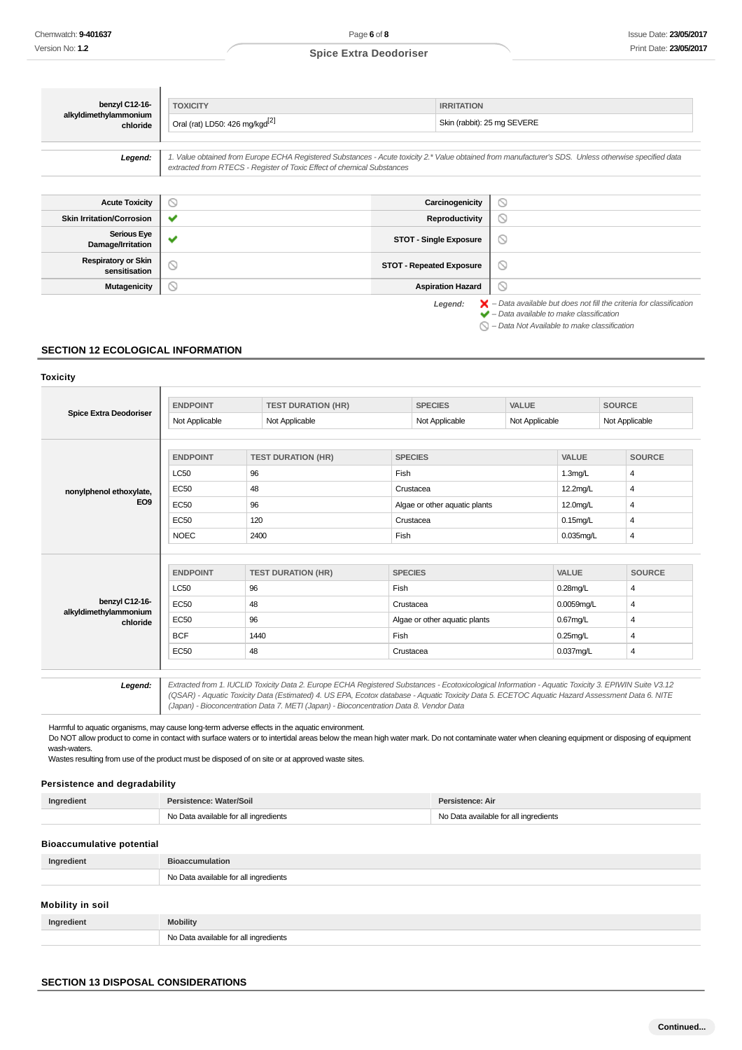| benzyl C12-16-alkyldimethylammonium chloride | TOXICITY | IRRITATION |
|---|---|---|
| | Oral (rat) LD50: 426 mg/kgd[2] | Skin (rabbit): 25 mg SEVERE |

**Legend:** *1. Value obtained from Europe ECHA Registered Substances - Acute toxicity 2.\* Value obtained from manufacturer's SDS. Unless otherwise specified data extracted from RTECS - Register of Toxic Effect of chemical Substances*

| | | | |
|---|---|---|---|
| **Acute Toxicity** | ⦸ | **Carcinogenicity** | ⦸ |
| **Skin Irritation/Corrosion** | ✔ | **Reproductivity** | ⦸ |
| **Serious Eye Damage/Irritation** | ✔ | **STOT - Single Exposure** | ⦸ |
| **Respiratory or Skin sensitisation** | ⦸ | **STOT - Repeated Exposure** | ⦸ |
| **Mutagenicity** | ⦸ | **Aspiration Hazard** | ⦸ |

*Legend:* ✘ *– Data available but does not fill the criteria for classification*
✔ *– Data available to make classification*
⦸ *– Data Not Available to make classification*

## SECTION 12 ECOLOGICAL INFORMATION

### Toxicity

| Spice Extra Deodoriser | ENDPOINT | TEST DURATION (HR) | SPECIES | VALUE | SOURCE |
|---|---|---|---|---|---|
| | Not Applicable | Not Applicable | Not Applicable | Not Applicable | Not Applicable |

| nonylphenol ethoxylate, EO9 | ENDPOINT | TEST DURATION (HR) | SPECIES | VALUE | SOURCE |
|---|---|---|---|---|---|
| | LC50 | 96 | Fish | 1.3mg/L | 4 |
| | EC50 | 48 | Crustacea | 12.2mg/L | 4 |
| | EC50 | 96 | Algae or other aquatic plants | 12.0mg/L | 4 |
| | EC50 | 120 | Crustacea | 0.15mg/L | 4 |
| | NOEC | 2400 | Fish | 0.035mg/L | 4 |

| benzyl C12-16-alkyldimethylammonium chloride | ENDPOINT | TEST DURATION (HR) | SPECIES | VALUE | SOURCE |
|---|---|---|---|---|---|
| | LC50 | 96 | Fish | 0.28mg/L | 4 |
| | EC50 | 48 | Crustacea | 0.0059mg/L | 4 |
| | EC50 | 96 | Algae or other aquatic plants | 0.67mg/L | 4 |
| | BCF | 1440 | Fish | 0.25mg/L | 4 |
| | EC50 | 48 | Crustacea | 0.037mg/L | 4 |

**Legend:** *Extracted from 1. IUCLID Toxicity Data 2. Europe ECHA Registered Substances - Ecotoxicological Information - Aquatic Toxicity 3. EPIWIN Suite V3.12 (QSAR) - Aquatic Toxicity Data (Estimated) 4. US EPA, Ecotox database - Aquatic Toxicity Data 5. ECETOC Aquatic Hazard Assessment Data 6. NITE (Japan) - Bioconcentration Data 7. METI (Japan) - Bioconcentration Data 8. Vendor Data*

Harmful to aquatic organisms, may cause long-term adverse effects in the aquatic environment.
Do NOT allow product to come in contact with surface waters or to intertidal areas below the mean high water mark. Do not contaminate water when cleaning equipment or disposing of equipment wash-waters.
Wastes resulting from use of the product must be disposed of on site or at approved waste sites.

### Persistence and degradability

| Ingredient | Persistence: Water/Soil | Persistence: Air |
|---|---|---|
| | No Data available for all ingredients | No Data available for all ingredients |

### Bioaccumulative potential

| Ingredient | Bioaccumulation |
|---|---|
| | No Data available for all ingredients |

### Mobility in soil

| Ingredient | Mobility |
|---|---|
| | No Data available for all ingredients |

## SECTION 13 DISPOSAL CONSIDERATIONS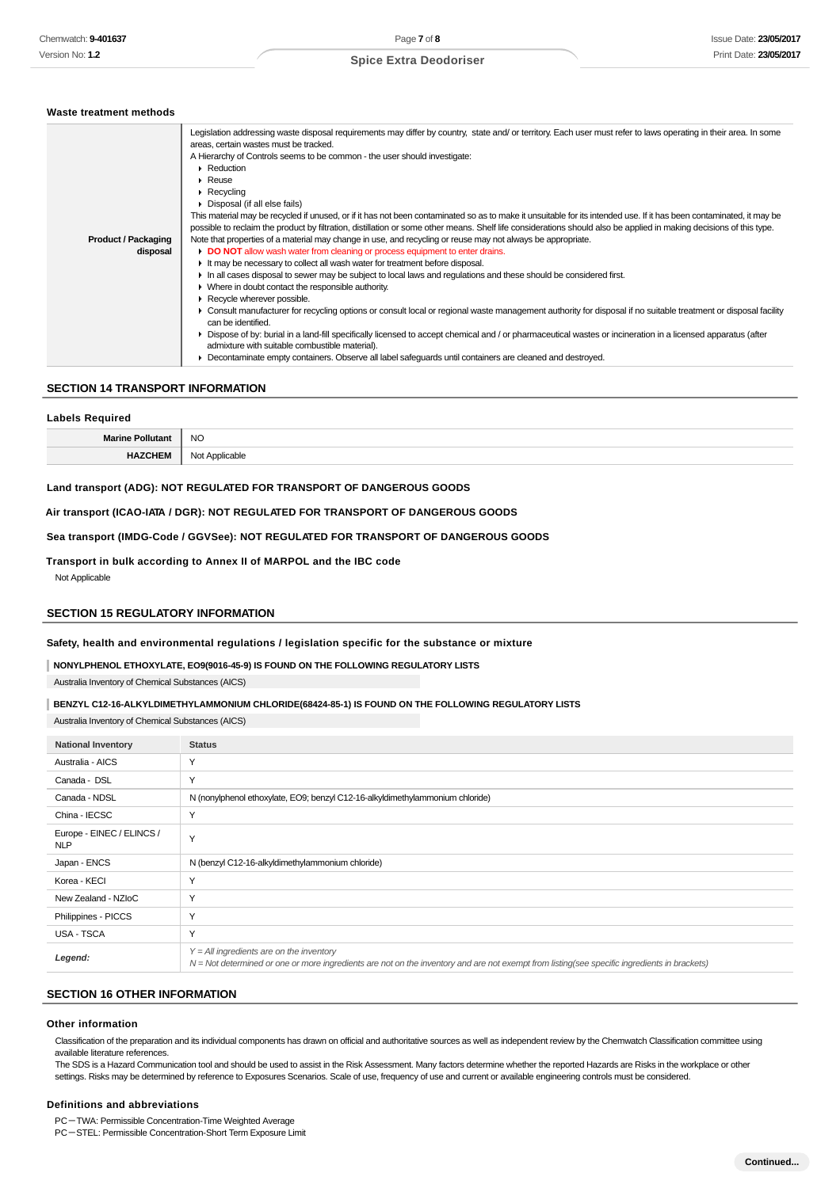### Waste treatment methods

| | |
|---|---|
| **Product / Packaging disposal** | Legislation addressing waste disposal requirements may differ by country, state and/ or territory. Each user must refer to laws operating in their area. In some areas, certain wastes must be tracked.<br>A Hierarchy of Controls seems to be common - the user should investigate:<br>▸ Reduction<br>▸ Reuse<br>▸ Recycling<br>▸ Disposal (if all else fails)<br>This material may be recycled if unused, or if it has not been contaminated so as to make it unsuitable for its intended use. If it has been contaminated, it may be possible to reclaim the product by filtration, distillation or some other means. Shelf life considerations should also be applied in making decisions of this type. Note that properties of a material may change in use, and recycling or reuse may not always be appropriate.<br>▸ **DO NOT** allow wash water from cleaning or process equipment to enter drains.<br>▸ It may be necessary to collect all wash water for treatment before disposal.<br>▸ In all cases disposal to sewer may be subject to local laws and regulations and these should be considered first.<br>▸ Where in doubt contact the responsible authority.<br>▸ Recycle wherever possible.<br>▸ Consult manufacturer for recycling options or consult local or regional waste management authority for disposal if no suitable treatment or disposal facility can be identified.<br>▸ Dispose of by: burial in a land-fill specifically licensed to accept chemical and / or pharmaceutical wastes or incineration in a licensed apparatus (after admixture with suitable combustible material).<br>▸ Decontaminate empty containers. Observe all label safeguards until containers are cleaned and destroyed. |

## SECTION 14 TRANSPORT INFORMATION

### Labels Required

| | |
|---|---|
| **Marine Pollutant** | NO |
| **HAZCHEM** | Not Applicable |

### Land transport (ADG): NOT REGULATED FOR TRANSPORT OF DANGEROUS GOODS

### Air transport (ICAO-IATA / DGR): NOT REGULATED FOR TRANSPORT OF DANGEROUS GOODS

### Sea transport (IMDG-Code / GGVSee): NOT REGULATED FOR TRANSPORT OF DANGEROUS GOODS

### Transport in bulk according to Annex II of MARPOL and the IBC code

Not Applicable

## SECTION 15 REGULATORY INFORMATION

### Safety, health and environmental regulations / legislation specific for the substance or mixture

**NONYLPHENOL ETHOXYLATE, EO9(9016-45-9) IS FOUND ON THE FOLLOWING REGULATORY LISTS**

Australia Inventory of Chemical Substances (AICS)

**BENZYL C12-16-ALKYLDIMETHYLAMMONIUM CHLORIDE(68424-85-1) IS FOUND ON THE FOLLOWING REGULATORY LISTS**

Australia Inventory of Chemical Substances (AICS)

| National Inventory | Status |
|---|---|
| Australia - AICS | Y |
| Canada - DSL | Y |
| Canada - NDSL | N (nonylphenol ethoxylate, EO9; benzyl C12-16-alkyldimethylammonium chloride) |
| China - IECSC | Y |
| Europe - EINEC / ELINCS / NLP | Y |
| Japan - ENCS | N (benzyl C12-16-alkyldimethylammonium chloride) |
| Korea - KECI | Y |
| New Zealand - NZIoC | Y |
| Philippines - PICCS | Y |
| USA - TSCA | Y |
| ***Legend:*** | *Y = All ingredients are on the inventory*<br>*N = Not determined or one or more ingredients are not on the inventory and are not exempt from listing(see specific ingredients in brackets)* |

## SECTION 16 OTHER INFORMATION

### Other information

Classification of the preparation and its individual components has drawn on official and authoritative sources as well as independent review by the Chemwatch Classification committee using available literature references.
The SDS is a Hazard Communication tool and should be used to assist in the Risk Assessment. Many factors determine whether the reported Hazards are Risks in the workplace or other settings. Risks may be determined by reference to Exposures Scenarios. Scale of use, frequency of use and current or available engineering controls must be considered.

### Definitions and abbreviations

PC－TWA: Permissible Concentration-Time Weighted Average
PC－STEL: Permissible Concentration-Short Term Exposure Limit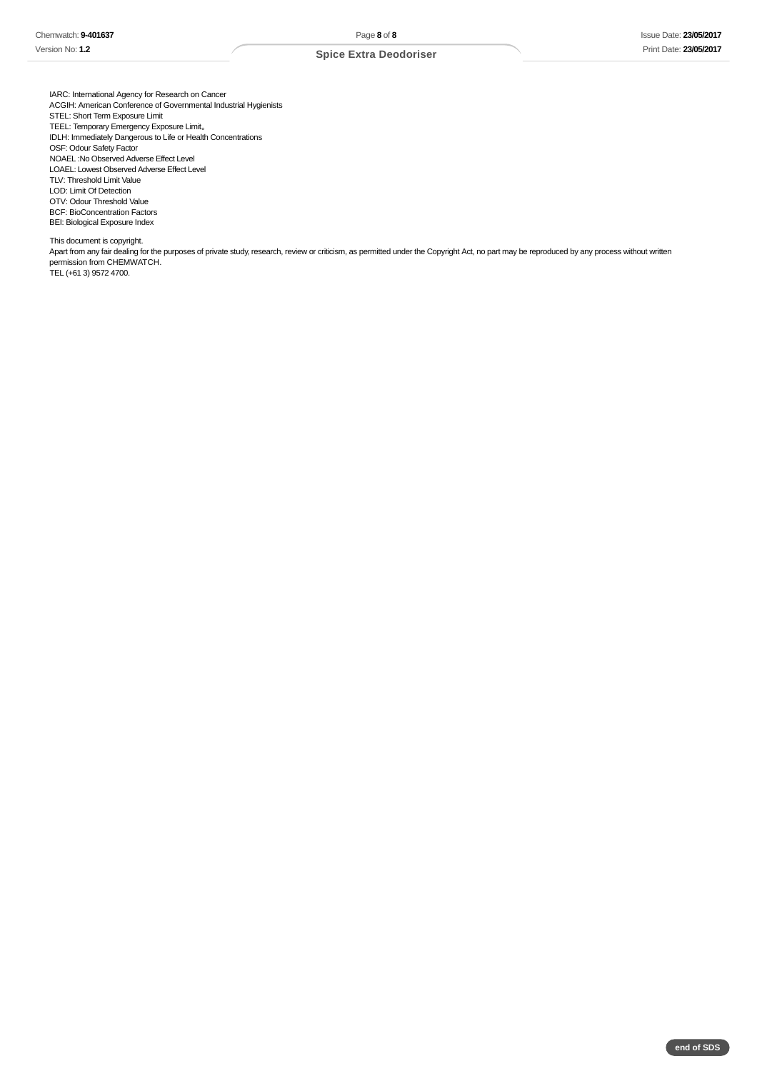IARC: International Agency for Research on Cancer
ACGIH: American Conference of Governmental Industrial Hygienists
STEL: Short Term Exposure Limit
TEEL: Temporary Emergency Exposure Limit。
IDLH: Immediately Dangerous to Life or Health Concentrations
OSF: Odour Safety Factor
NOAEL :No Observed Adverse Effect Level
LOAEL: Lowest Observed Adverse Effect Level
TLV: Threshold Limit Value
LOD: Limit Of Detection
OTV: Odour Threshold Value
BCF: BioConcentration Factors
BEI: Biological Exposure Index

This document is copyright.
Apart from any fair dealing for the purposes of private study, research, review or criticism, as permitted under the Copyright Act, no part may be reproduced by any process without written permission from CHEMWATCH.
TEL (+61 3) 9572 4700.

**end of SDS**